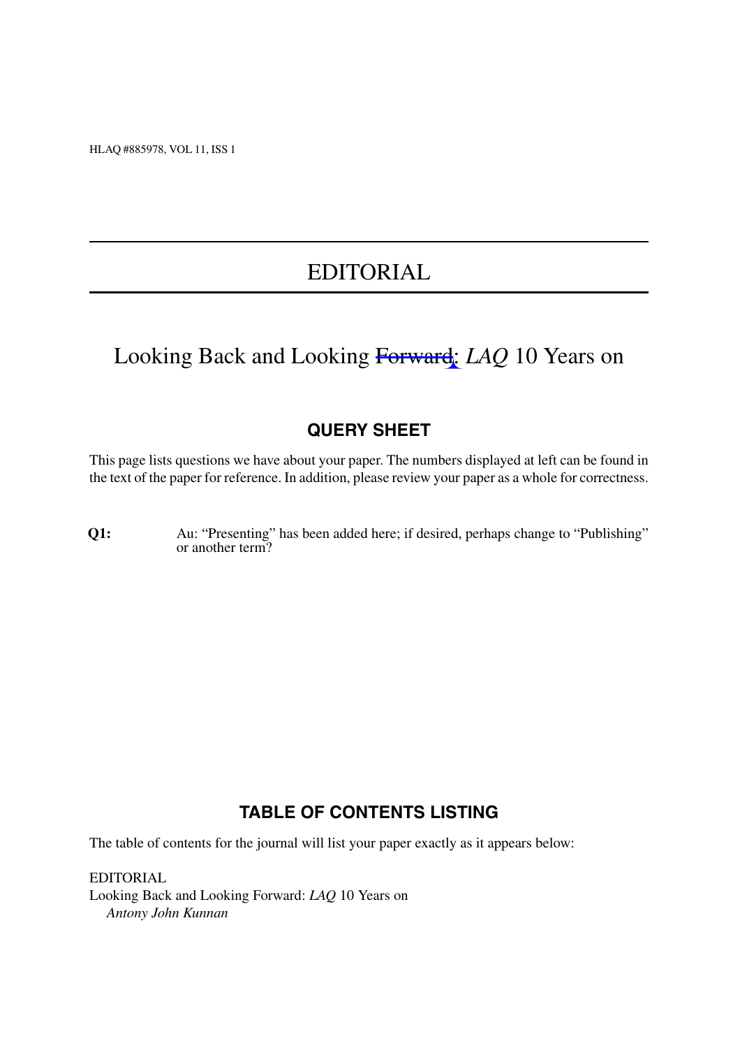HLAQ #885978, VOL 11, ISS 1

# EDITORIAL

# Looking Back and Looking ~~Forward~~: *LAQ* 10 Years on

## QUERY SHEET

This page lists questions we have about your paper. The numbers displayed at left can be found in the text of the paper for reference. In addition, please review your paper as a whole for correctness.

**Q1:** Au: "Presenting" has been added here; if desired, perhaps change to "Publishing" or another term?

## TABLE OF CONTENTS LISTING

The table of contents for the journal will list your paper exactly as it appears below:

EDITORIAL
Looking Back and Looking Forward: *LAQ* 10 Years on
*Antony John Kunnan*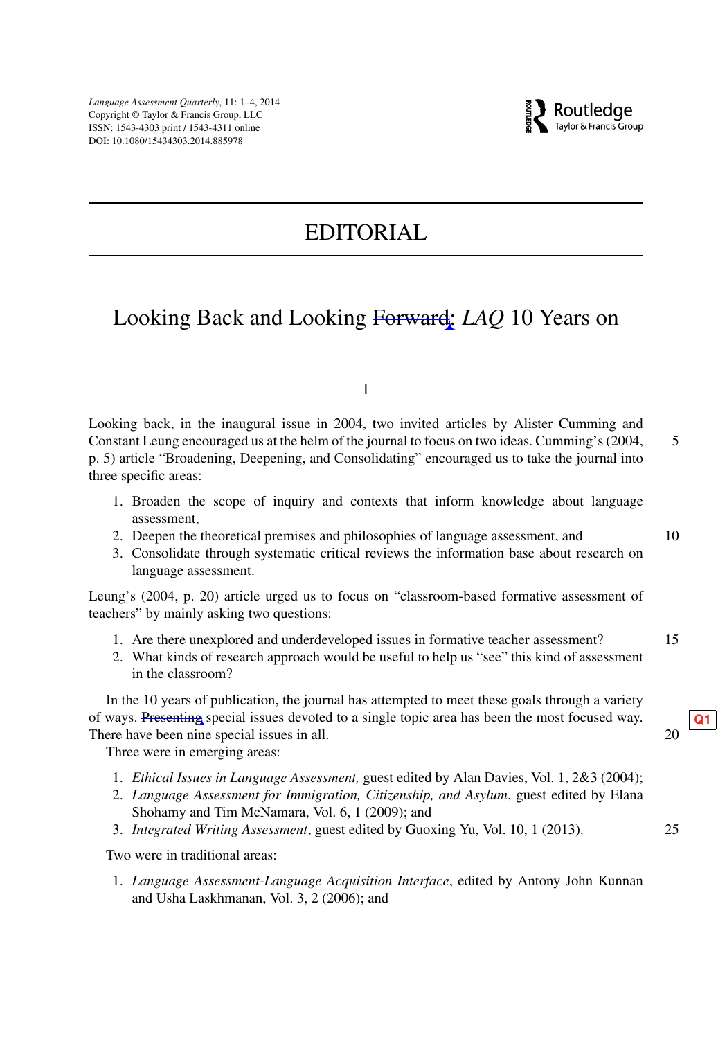# EDITORIAL

## Looking Back and Looking Forward: *LAQ* 10 Years on

I

Looking back, in the inaugural issue in 2004, two invited articles by Alister Cumming and Constant Leung encouraged us at the helm of the journal to focus on two ideas. Cumming's (2004, p. 5) article "Broadening, Deepening, and Consolidating" encouraged us to take the journal into three specific areas:

1. Broaden the scope of inquiry and contexts that inform knowledge about language assessment,
2. Deepen the theoretical premises and philosophies of language assessment, and
3. Consolidate through systematic critical reviews the information base about research on language assessment.

Leung's (2004, p. 20) article urged us to focus on "classroom-based formative assessment of teachers" by mainly asking two questions:

1. Are there unexplored and underdeveloped issues in formative teacher assessment?
2. What kinds of research approach would be useful to help us "see" this kind of assessment in the classroom?

In the 10 years of publication, the journal has attempted to meet these goals through a variety of ways. Presenting special issues devoted to a single topic area has been the most focused way. There have been nine special issues in all.

Three were in emerging areas:

1. *Ethical Issues in Language Assessment,* guest edited by Alan Davies, Vol. 1, 2&3 (2004);
2. *Language Assessment for Immigration, Citizenship, and Asylum*, guest edited by Elana Shohamy and Tim McNamara, Vol. 6, 1 (2009); and
3. *Integrated Writing Assessment*, guest edited by Guoxing Yu, Vol. 10, 1 (2013).

Two were in traditional areas:

1. *Language Assessment-Language Acquisition Interface*, edited by Antony John Kunnan and Usha Laskhmanan, Vol. 3, 2 (2006); and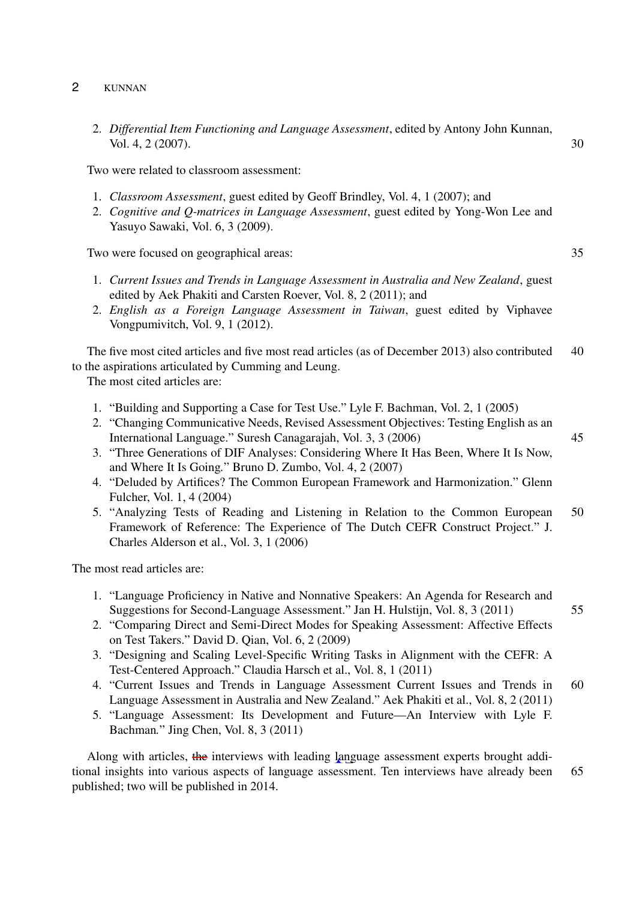2. *Differential Item Functioning and Language Assessment*, edited by Antony John Kunnan, Vol. 4, 2 (2007).

Two were related to classroom assessment:

1. *Classroom Assessment*, guest edited by Geoff Brindley, Vol. 4, 1 (2007); and
2. *Cognitive and Q-matrices in Language Assessment*, guest edited by Yong-Won Lee and Yasuyo Sawaki, Vol. 6, 3 (2009).

Two were focused on geographical areas:

1. *Current Issues and Trends in Language Assessment in Australia and New Zealand*, guest edited by Aek Phakiti and Carsten Roever, Vol. 8, 2 (2011); and
2. *English as a Foreign Language Assessment in Taiwan*, guest edited by Viphavee Vongpumivitch, Vol. 9, 1 (2012).

The five most cited articles and five most read articles (as of December 2013) also contributed to the aspirations articulated by Cumming and Leung.

The most cited articles are:

1. "Building and Supporting a Case for Test Use." Lyle F. Bachman, Vol. 2, 1 (2005)
2. "Changing Communicative Needs, Revised Assessment Objectives: Testing English as an International Language." Suresh Canagarajah, Vol. 3, 3 (2006)
3. "Three Generations of DIF Analyses: Considering Where It Has Been, Where It Is Now, and Where It Is Going." Bruno D. Zumbo, Vol. 4, 2 (2007)
4. "Deluded by Artifices? The Common European Framework and Harmonization." Glenn Fulcher, Vol. 1, 4 (2004)
5. "Analyzing Tests of Reading and Listening in Relation to the Common European Framework of Reference: The Experience of The Dutch CEFR Construct Project." J. Charles Alderson et al., Vol. 3, 1 (2006)

The most read articles are:

1. "Language Proficiency in Native and Nonnative Speakers: An Agenda for Research and Suggestions for Second-Language Assessment." Jan H. Hulstijn, Vol. 8, 3 (2011)
2. "Comparing Direct and Semi-Direct Modes for Speaking Assessment: Affective Effects on Test Takers." David D. Qian, Vol. 6, 2 (2009)
3. "Designing and Scaling Level-Specific Writing Tasks in Alignment with the CEFR: A Test-Centered Approach." Claudia Harsch et al., Vol. 8, 1 (2011)
4. "Current Issues and Trends in Language Assessment Current Issues and Trends in Language Assessment in Australia and New Zealand." Aek Phakiti et al., Vol. 8, 2 (2011)
5. "Language Assessment: Its Development and Future—An Interview with Lyle F. Bachman." Jing Chen, Vol. 8, 3 (2011)

Along with articles, the interviews with leading language assessment experts brought additional insights into various aspects of language assessment. Ten interviews have already been published; two will be published in 2014.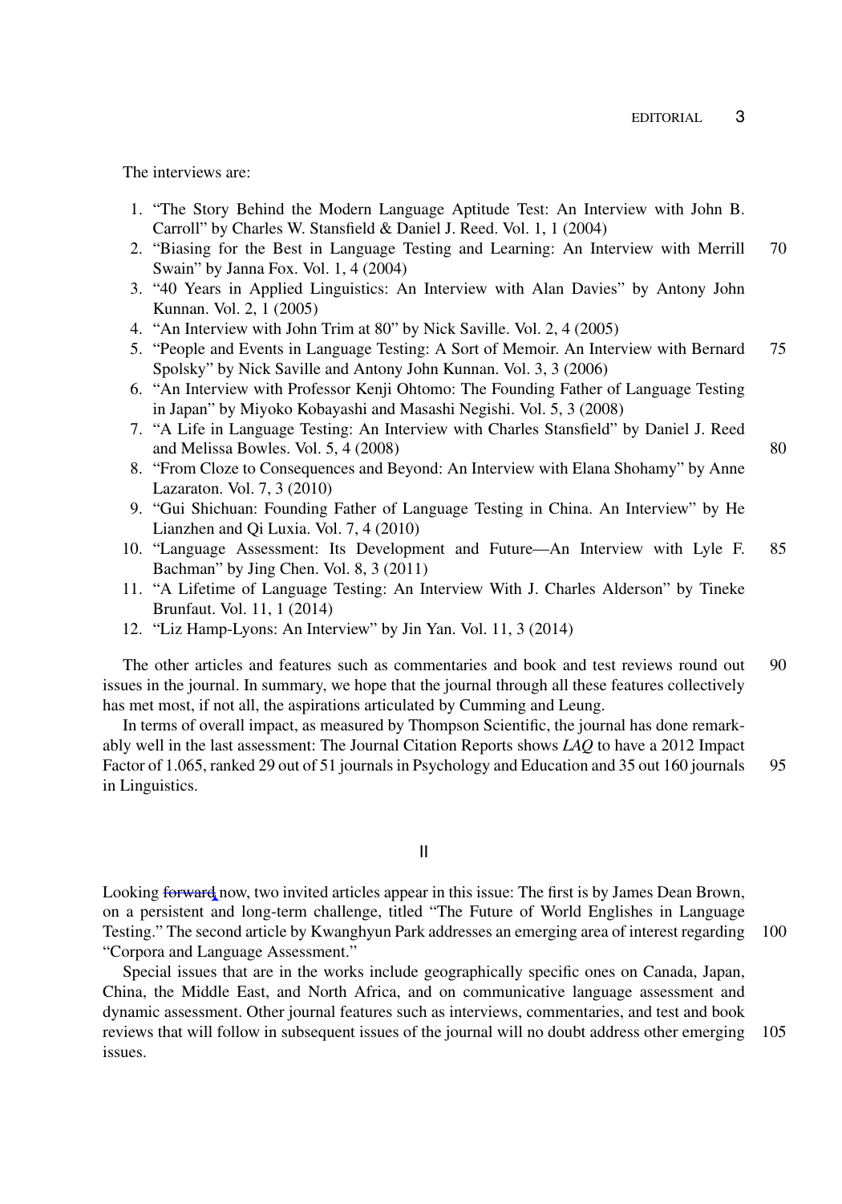The interviews are:

1. "The Story Behind the Modern Language Aptitude Test: An Interview with John B. Carroll" by Charles W. Stansfield & Daniel J. Reed. Vol. 1, 1 (2004)
2. "Biasing for the Best in Language Testing and Learning: An Interview with Merrill Swain" by Janna Fox. Vol. 1, 4 (2004)
3. "40 Years in Applied Linguistics: An Interview with Alan Davies" by Antony John Kunnan. Vol. 2, 1 (2005)
4. "An Interview with John Trim at 80" by Nick Saville. Vol. 2, 4 (2005)
5. "People and Events in Language Testing: A Sort of Memoir. An Interview with Bernard Spolsky" by Nick Saville and Antony John Kunnan. Vol. 3, 3 (2006)
6. "An Interview with Professor Kenji Ohtomo: The Founding Father of Language Testing in Japan" by Miyoko Kobayashi and Masashi Negishi. Vol. 5, 3 (2008)
7. "A Life in Language Testing: An Interview with Charles Stansfield" by Daniel J. Reed and Melissa Bowles. Vol. 5, 4 (2008)
8. "From Cloze to Consequences and Beyond: An Interview with Elana Shohamy" by Anne Lazaraton. Vol. 7, 3 (2010)
9. "Gui Shichuan: Founding Father of Language Testing in China. An Interview" by He Lianzhen and Qi Luxia. Vol. 7, 4 (2010)
10. "Language Assessment: Its Development and Future—An Interview with Lyle F. Bachman" by Jing Chen. Vol. 8, 3 (2011)
11. "A Lifetime of Language Testing: An Interview With J. Charles Alderson" by Tineke Brunfaut. Vol. 11, 1 (2014)
12. "Liz Hamp-Lyons: An Interview" by Jin Yan. Vol. 11, 3 (2014)

The other articles and features such as commentaries and book and test reviews round out issues in the journal. In summary, we hope that the journal through all these features collectively has met most, if not all, the aspirations articulated by Cumming and Leung.

In terms of overall impact, as measured by Thompson Scientific, the journal has done remarkably well in the last assessment: The Journal Citation Reports shows *LAQ* to have a 2012 Impact Factor of 1.065, ranked 29 out of 51 journals in Psychology and Education and 35 out 160 journals in Linguistics.

## II

Looking forward now, two invited articles appear in this issue: The first is by James Dean Brown, on a persistent and long-term challenge, titled "The Future of World Englishes in Language Testing." The second article by Kwanghyun Park addresses an emerging area of interest regarding "Corpora and Language Assessment."

Special issues that are in the works include geographically specific ones on Canada, Japan, China, the Middle East, and North Africa, and on communicative language assessment and dynamic assessment. Other journal features such as interviews, commentaries, and test and book reviews that will follow in subsequent issues of the journal will no doubt address other emerging issues.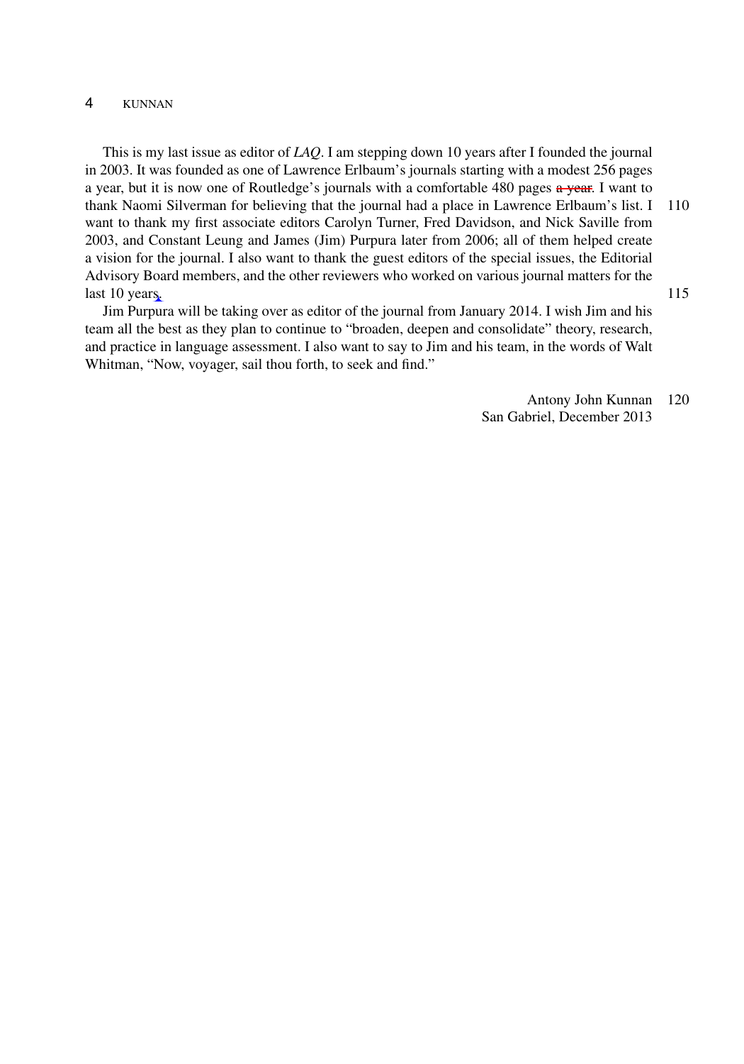This is my last issue as editor of *LAQ*. I am stepping down 10 years after I founded the journal in 2003. It was founded as one of Lawrence Erlbaum's journals starting with a modest 256 pages a year, but it is now one of Routledge's journals with a comfortable 480 pages ~~a year~~. I want to thank Naomi Silverman for believing that the journal had a place in Lawrence Erlbaum's list. I want to thank my first associate editors Carolyn Turner, Fred Davidson, and Nick Saville from 2003, and Constant Leung and James (Jim) Purpura later from 2006; all of them helped create a vision for the journal. I also want to thank the guest editors of the special issues, the Editorial Advisory Board members, and the other reviewers who worked on various journal matters for the last 10 years.

Jim Purpura will be taking over as editor of the journal from January 2014. I wish Jim and his team all the best as they plan to continue to "broaden, deepen and consolidate" theory, research, and practice in language assessment. I also want to say to Jim and his team, in the words of Walt Whitman, "Now, voyager, sail thou forth, to seek and find."

Antony John Kunnan
San Gabriel, December 2013